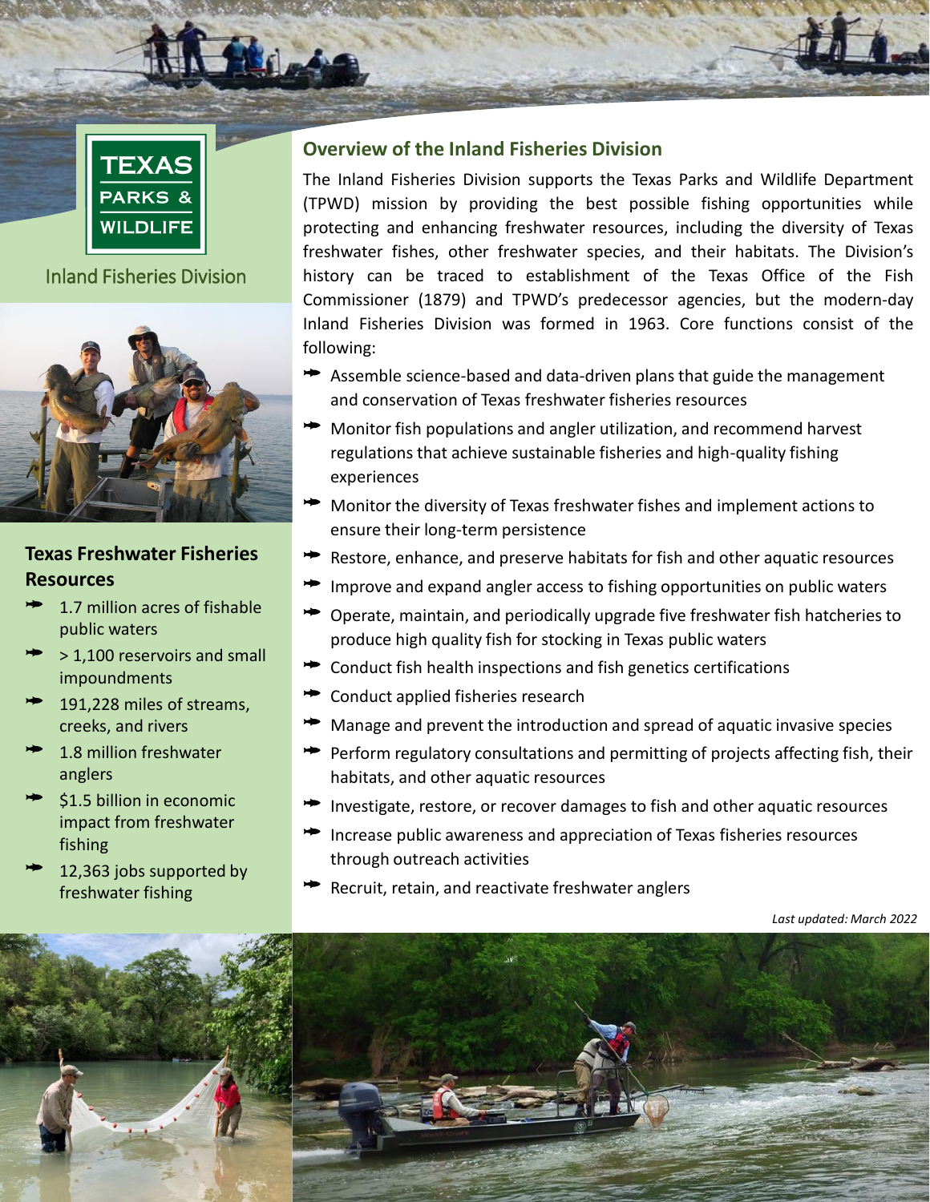TEXAS PARKS & WILDLIFE

Inland Fisheries Division

## Overview of the Inland Fisheries Division

The Inland Fisheries Division supports the Texas Parks and Wildlife Department (TPWD) mission by providing the best possible fishing opportunities while protecting and enhancing freshwater resources, including the diversity of Texas freshwater fishes, other freshwater species, and their habitats. The Division's history can be traced to establishment of the Texas Office of the Fish Commissioner (1879) and TPWD's predecessor agencies, but the modern-day Inland Fisheries Division was formed in 1963. Core functions consist of the following:

- Assemble science-based and data-driven plans that guide the management and conservation of Texas freshwater fisheries resources
- Monitor fish populations and angler utilization, and recommend harvest regulations that achieve sustainable fisheries and high-quality fishing experiences
- Monitor the diversity of Texas freshwater fishes and implement actions to ensure their long-term persistence
- Restore, enhance, and preserve habitats for fish and other aquatic resources
- Improve and expand angler access to fishing opportunities on public waters
- Operate, maintain, and periodically upgrade five freshwater fish hatcheries to produce high quality fish for stocking in Texas public waters
- Conduct fish health inspections and fish genetics certifications
- Conduct applied fisheries research
- Manage and prevent the introduction and spread of aquatic invasive species
- Perform regulatory consultations and permitting of projects affecting fish, their habitats, and other aquatic resources
- Investigate, restore, or recover damages to fish and other aquatic resources
- Increase public awareness and appreciation of Texas fisheries resources through outreach activities
- Recruit, retain, and reactivate freshwater anglers

## Texas Freshwater Fisheries Resources

- 1.7 million acres of fishable public waters
- > 1,100 reservoirs and small impoundments
- 191,228 miles of streams, creeks, and rivers
- 1.8 million freshwater anglers
- $1.5 billion in economic impact from freshwater fishing
- 12,363 jobs supported by freshwater fishing

*Last updated: March 2022*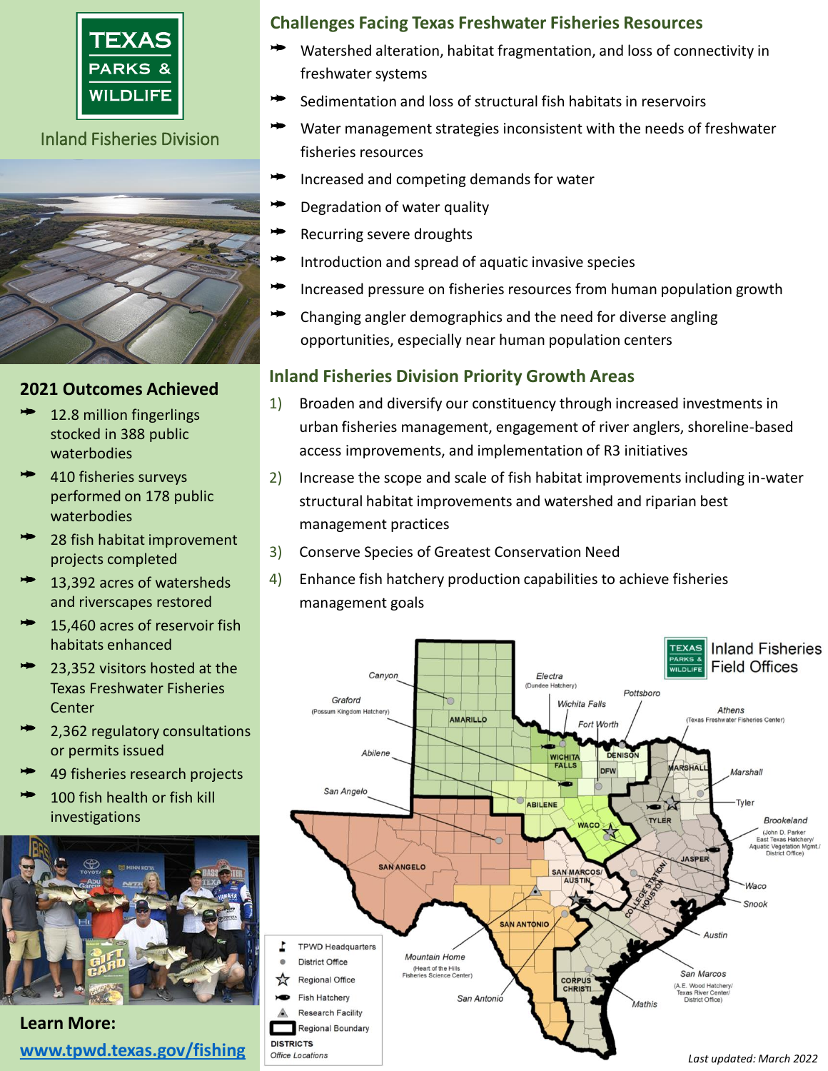TEXAS PARKS & WILDLIFE

Inland Fisheries Division

## 2021 Outcomes Achieved

- 12.8 million fingerlings stocked in 388 public waterbodies
- 410 fisheries surveys performed on 178 public waterbodies
- 28 fish habitat improvement projects completed
- 13,392 acres of watersheds and riverscapes restored
- 15,460 acres of reservoir fish habitats enhanced
- 23,352 visitors hosted at the Texas Freshwater Fisheries Center
- 2,362 regulatory consultations or permits issued
- 49 fisheries research projects
- 100 fish health or fish kill investigations

**Learn More:**
[www.tpwd.texas.gov/fishing](www.tpwd.texas.gov/fishing)

## Challenges Facing Texas Freshwater Fisheries Resources

- Watershed alteration, habitat fragmentation, and loss of connectivity in freshwater systems
- Sedimentation and loss of structural fish habitats in reservoirs
- Water management strategies inconsistent with the needs of freshwater fisheries resources
- Increased and competing demands for water
- Degradation of water quality
- Recurring severe droughts
- Introduction and spread of aquatic invasive species
- Increased pressure on fisheries resources from human population growth
- Changing angler demographics and the need for diverse angling opportunities, especially near human population centers

## Inland Fisheries Division Priority Growth Areas

1) Broaden and diversify our constituency through increased investments in urban fisheries management, engagement of river anglers, shoreline-based access improvements, and implementation of R3 initiatives
2) Increase the scope and scale of fish habitat improvements including in-water structural habitat improvements and watershed and riparian best management practices
3) Conserve Species of Greatest Conservation Need
4) Enhance fish hatchery production capabilities to achieve fisheries management goals

Inland Fisheries Field Offices

Canyon
Electra (Dundee Hatchery)
Graford (Possum Kingdom Hatchery)
Wichita Falls
Pottsboro
Athens (Texas Freshwater Fisheries Center)
Fort Worth
Abilene
Marshall
San Angelo
Tyler
Brookeland (John D. Parker East Texas Hatchery/ Aquatic Vegetation Mgmt./ District Office)
Waco
Snook
Austin
Mountain Home (Heart of the Hills Fisheries Science Center)
San Marcos (A.E. Wood Hatchery/ Texas River Center/ District Office)
San Antonio
Mathis

AMARILLO
WICHITA FALLS
DENISON
DFW
MARSHALL
ABILENE
WACO
TYLER
JASPER
SAN ANGELO
SAN MARCOS/ AUSTIN
COLLEGE STATION/ HOUSTON
SAN ANTONIO
CORPUS CHRISTI

TPWD Headquarters
District Office
Regional Office
Fish Hatchery
Research Facility
Regional Boundary
DISTRICTS
*Office Locations*

*Last updated: March 2022*